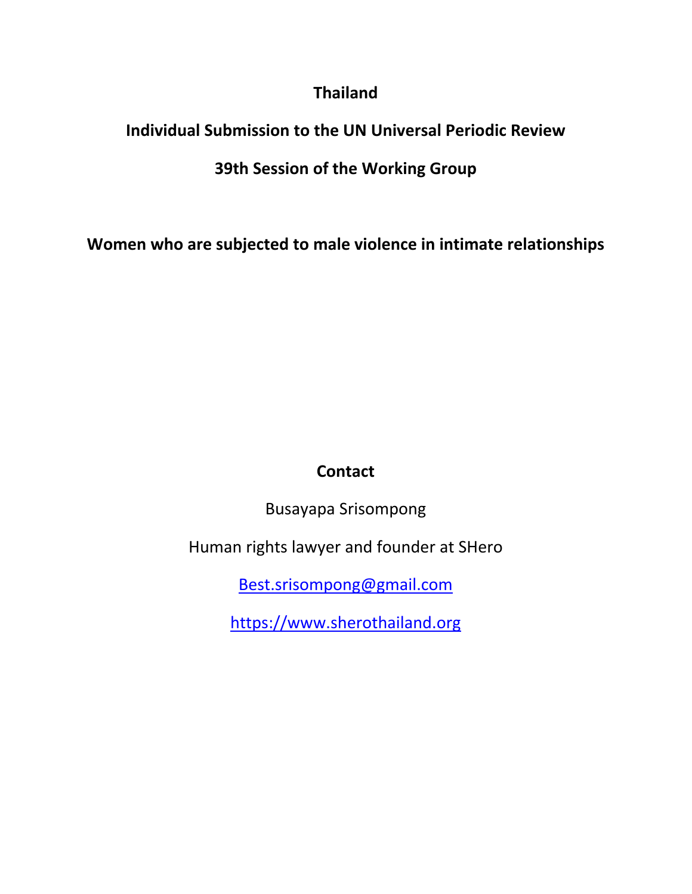# Thailand

## Individual Submission to the UN Universal Periodic Review

## 39th Session of the Working Group

## Women who are subjected to male violence in intimate relationships

**Contact**

Busayapa Srisompong

Human rights lawyer and founder at SHero

Best.srisompong@gmail.com

https://www.sherothailand.org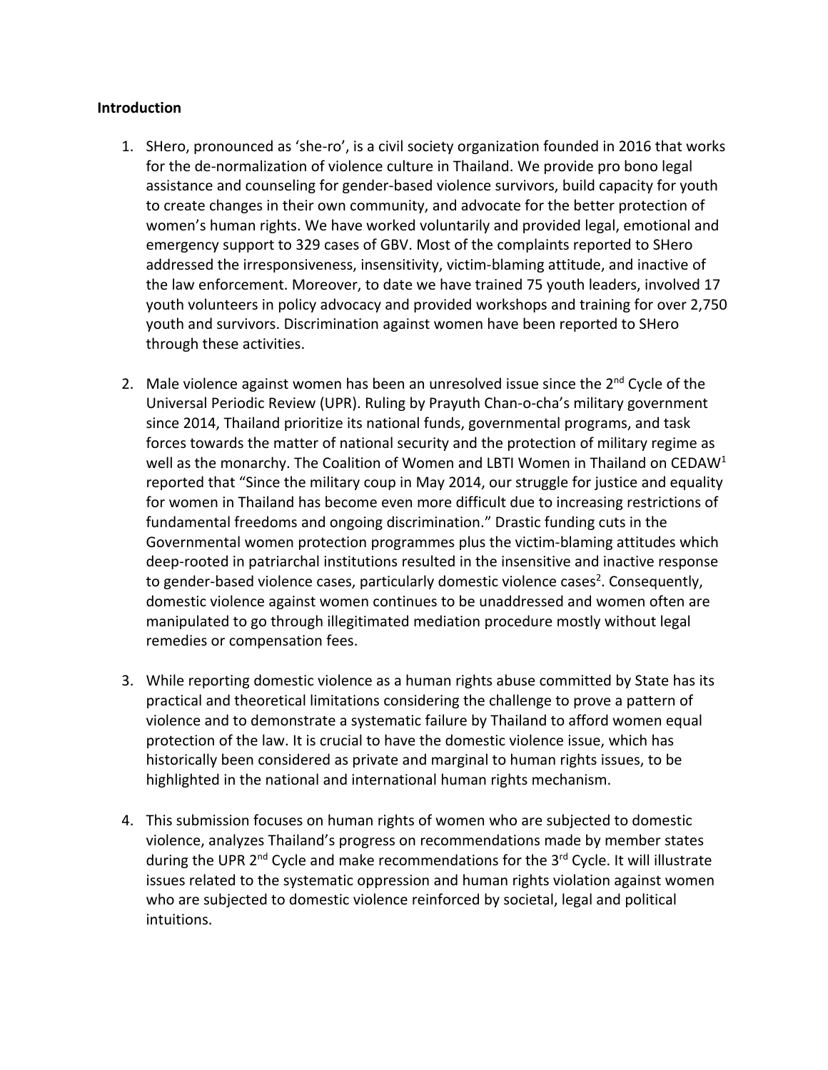**Introduction**

1. SHero, pronounced as 'she-ro', is a civil society organization founded in 2016 that works for the de-normalization of violence culture in Thailand. We provide pro bono legal assistance and counseling for gender-based violence survivors, build capacity for youth to create changes in their own community, and advocate for the better protection of women's human rights. We have worked voluntarily and provided legal, emotional and emergency support to 329 cases of GBV. Most of the complaints reported to SHero addressed the irresponsiveness, insensitivity, victim-blaming attitude, and inactive of the law enforcement. Moreover, to date we have trained 75 youth leaders, involved 17 youth volunteers in policy advocacy and provided workshops and training for over 2,750 youth and survivors. Discrimination against women have been reported to SHero through these activities.

2. Male violence against women has been an unresolved issue since the 2nd Cycle of the Universal Periodic Review (UPR). Ruling by Prayuth Chan-o-cha's military government since 2014, Thailand prioritize its national funds, governmental programs, and task forces towards the matter of national security and the protection of military regime as well as the monarchy. The Coalition of Women and LBTI Women in Thailand on CEDAW[1] reported that "Since the military coup in May 2014, our struggle for justice and equality for women in Thailand has become even more difficult due to increasing restrictions of fundamental freedoms and ongoing discrimination." Drastic funding cuts in the Governmental women protection programmes plus the victim-blaming attitudes which deep-rooted in patriarchal institutions resulted in the insensitive and inactive response to gender-based violence cases, particularly domestic violence cases[2]. Consequently, domestic violence against women continues to be unaddressed and women often are manipulated to go through illegitimated mediation procedure mostly without legal remedies or compensation fees.

3. While reporting domestic violence as a human rights abuse committed by State has its practical and theoretical limitations considering the challenge to prove a pattern of violence and to demonstrate a systematic failure by Thailand to afford women equal protection of the law. It is crucial to have the domestic violence issue, which has historically been considered as private and marginal to human rights issues, to be highlighted in the national and international human rights mechanism.

4. This submission focuses on human rights of women who are subjected to domestic violence, analyzes Thailand's progress on recommendations made by member states during the UPR 2nd Cycle and make recommendations for the 3rd Cycle. It will illustrate issues related to the systematic oppression and human rights violation against women who are subjected to domestic violence reinforced by societal, legal and political intuitions.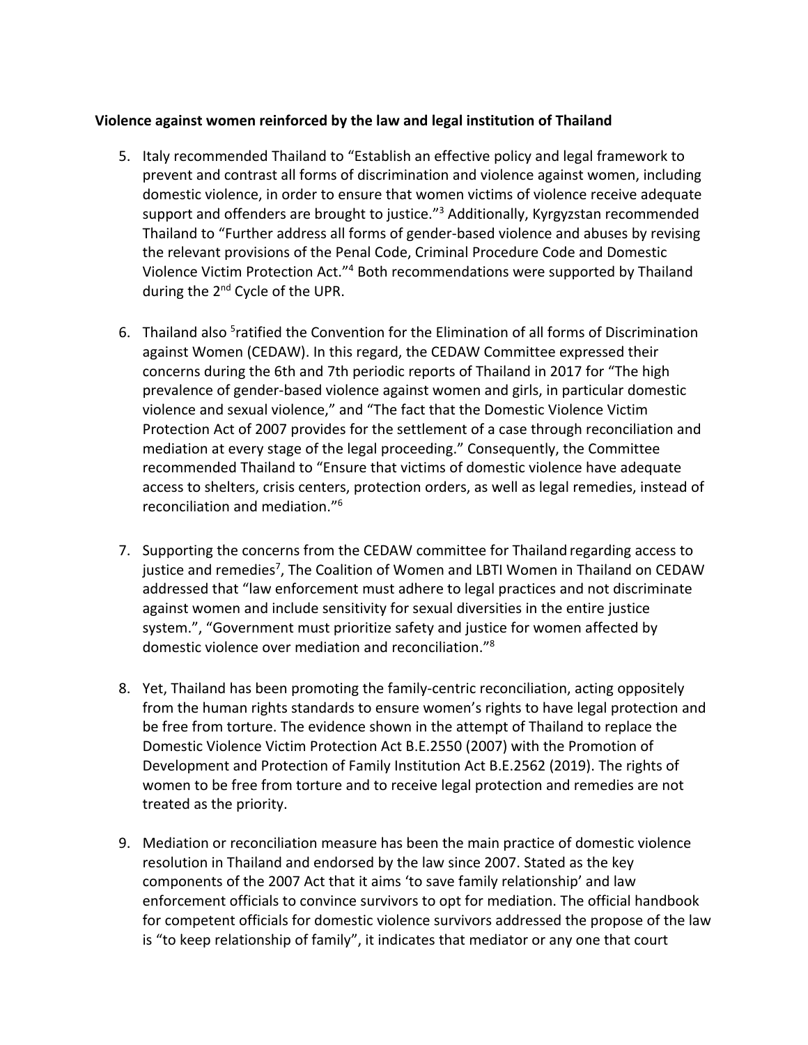**Violence against women reinforced by the law and legal institution of Thailand**

5. Italy recommended Thailand to "Establish an effective policy and legal framework to prevent and contrast all forms of discrimination and violence against women, including domestic violence, in order to ensure that women victims of violence receive adequate support and offenders are brought to justice."[3] Additionally, Kyrgyzstan recommended Thailand to "Further address all forms of gender-based violence and abuses by revising the relevant provisions of the Penal Code, Criminal Procedure Code and Domestic Violence Victim Protection Act."[4] Both recommendations were supported by Thailand during the 2nd Cycle of the UPR.

6. Thailand also [5]ratified the Convention for the Elimination of all forms of Discrimination against Women (CEDAW). In this regard, the CEDAW Committee expressed their concerns during the 6th and 7th periodic reports of Thailand in 2017 for "The high prevalence of gender-based violence against women and girls, in particular domestic violence and sexual violence," and "The fact that the Domestic Violence Victim Protection Act of 2007 provides for the settlement of a case through reconciliation and mediation at every stage of the legal proceeding." Consequently, the Committee recommended Thailand to "Ensure that victims of domestic violence have adequate access to shelters, crisis centers, protection orders, as well as legal remedies, instead of reconciliation and mediation."[6]

7. Supporting the concerns from the CEDAW committee for Thailand regarding access to justice and remedies[7], The Coalition of Women and LBTI Women in Thailand on CEDAW addressed that "law enforcement must adhere to legal practices and not discriminate against women and include sensitivity for sexual diversities in the entire justice system.", "Government must prioritize safety and justice for women affected by domestic violence over mediation and reconciliation."[8]

8. Yet, Thailand has been promoting the family-centric reconciliation, acting oppositely from the human rights standards to ensure women's rights to have legal protection and be free from torture. The evidence shown in the attempt of Thailand to replace the Domestic Violence Victim Protection Act B.E.2550 (2007) with the Promotion of Development and Protection of Family Institution Act B.E.2562 (2019). The rights of women to be free from torture and to receive legal protection and remedies are not treated as the priority.

9. Mediation or reconciliation measure has been the main practice of domestic violence resolution in Thailand and endorsed by the law since 2007. Stated as the key components of the 2007 Act that it aims 'to save family relationship' and law enforcement officials to convince survivors to opt for mediation. The official handbook for competent officials for domestic violence survivors addressed the propose of the law is "to keep relationship of family", it indicates that mediator or any one that court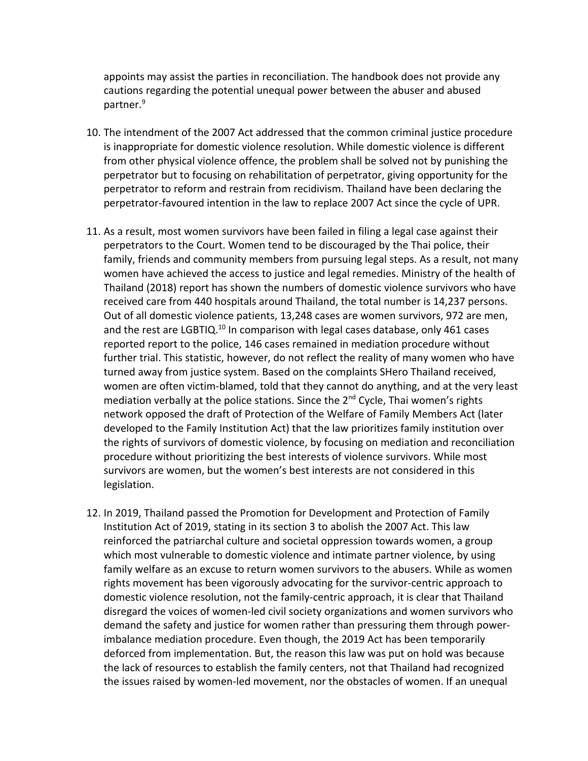appoints may assist the parties in reconciliation. The handbook does not provide any cautions regarding the potential unequal power between the abuser and abused partner.[9]

10. The intendment of the 2007 Act addressed that the common criminal justice procedure is inappropriate for domestic violence resolution. While domestic violence is different from other physical violence offence, the problem shall be solved not by punishing the perpetrator but to focusing on rehabilitation of perpetrator, giving opportunity for the perpetrator to reform and restrain from recidivism. Thailand have been declaring the perpetrator-favoured intention in the law to replace 2007 Act since the cycle of UPR.

11. As a result, most women survivors have been failed in filing a legal case against their perpetrators to the Court. Women tend to be discouraged by the Thai police, their family, friends and community members from pursuing legal steps. As a result, not many women have achieved the access to justice and legal remedies. Ministry of the health of Thailand (2018) report has shown the numbers of domestic violence survivors who have received care from 440 hospitals around Thailand, the total number is 14,237 persons. Out of all domestic violence patients, 13,248 cases are women survivors, 972 are men, and the rest are LGBTIQ.[10] In comparison with legal cases database, only 461 cases reported report to the police, 146 cases remained in mediation procedure without further trial. This statistic, however, do not reflect the reality of many women who have turned away from justice system. Based on the complaints SHero Thailand received, women are often victim-blamed, told that they cannot do anything, and at the very least mediation verbally at the police stations. Since the 2nd Cycle, Thai women's rights network opposed the draft of Protection of the Welfare of Family Members Act (later developed to the Family Institution Act) that the law prioritizes family institution over the rights of survivors of domestic violence, by focusing on mediation and reconciliation procedure without prioritizing the best interests of violence survivors. While most survivors are women, but the women's best interests are not considered in this legislation.

12. In 2019, Thailand passed the Promotion for Development and Protection of Family Institution Act of 2019, stating in its section 3 to abolish the 2007 Act. This law reinforced the patriarchal culture and societal oppression towards women, a group which most vulnerable to domestic violence and intimate partner violence, by using family welfare as an excuse to return women survivors to the abusers. While as women rights movement has been vigorously advocating for the survivor-centric approach to domestic violence resolution, not the family-centric approach, it is clear that Thailand disregard the voices of women-led civil society organizations and women survivors who demand the safety and justice for women rather than pressuring them through power-imbalance mediation procedure. Even though, the 2019 Act has been temporarily deforced from implementation. But, the reason this law was put on hold was because the lack of resources to establish the family centers, not that Thailand had recognized the issues raised by women-led movement, nor the obstacles of women. If an unequal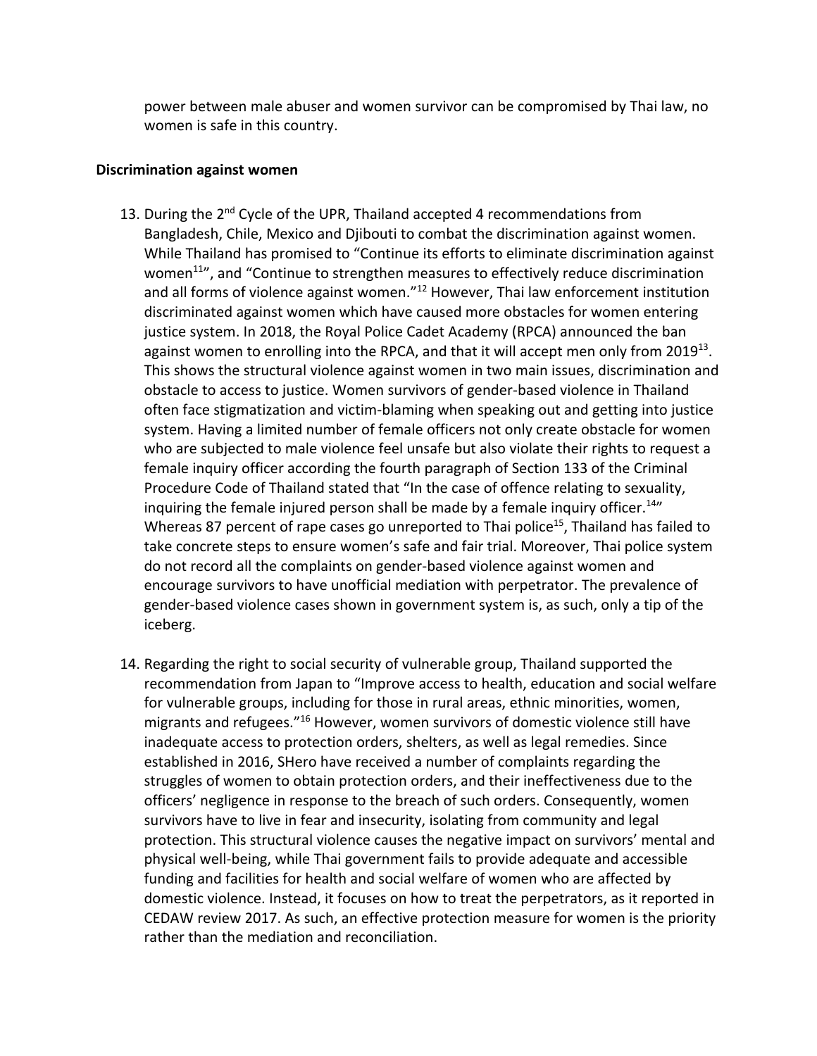power between male abuser and women survivor can be compromised by Thai law, no women is safe in this country.

**Discrimination against women**

13. During the 2nd Cycle of the UPR, Thailand accepted 4 recommendations from Bangladesh, Chile, Mexico and Djibouti to combat the discrimination against women. While Thailand has promised to "Continue its efforts to eliminate discrimination against women[11]", and "Continue to strengthen measures to effectively reduce discrimination and all forms of violence against women."[12] However, Thai law enforcement institution discriminated against women which have caused more obstacles for women entering justice system. In 2018, the Royal Police Cadet Academy (RPCA) announced the ban against women to enrolling into the RPCA, and that it will accept men only from 2019[13]. This shows the structural violence against women in two main issues, discrimination and obstacle to access to justice. Women survivors of gender-based violence in Thailand often face stigmatization and victim-blaming when speaking out and getting into justice system. Having a limited number of female officers not only create obstacle for women who are subjected to male violence feel unsafe but also violate their rights to request a female inquiry officer according the fourth paragraph of Section 133 of the Criminal Procedure Code of Thailand stated that "In the case of offence relating to sexuality, inquiring the female injured person shall be made by a female inquiry officer.[14]" Whereas 87 percent of rape cases go unreported to Thai police[15], Thailand has failed to take concrete steps to ensure women's safe and fair trial. Moreover, Thai police system do not record all the complaints on gender-based violence against women and encourage survivors to have unofficial mediation with perpetrator. The prevalence of gender-based violence cases shown in government system is, as such, only a tip of the iceberg.

14. Regarding the right to social security of vulnerable group, Thailand supported the recommendation from Japan to "Improve access to health, education and social welfare for vulnerable groups, including for those in rural areas, ethnic minorities, women, migrants and refugees."[16] However, women survivors of domestic violence still have inadequate access to protection orders, shelters, as well as legal remedies. Since established in 2016, SHero have received a number of complaints regarding the struggles of women to obtain protection orders, and their ineffectiveness due to the officers' negligence in response to the breach of such orders. Consequently, women survivors have to live in fear and insecurity, isolating from community and legal protection. This structural violence causes the negative impact on survivors' mental and physical well-being, while Thai government fails to provide adequate and accessible funding and facilities for health and social welfare of women who are affected by domestic violence. Instead, it focuses on how to treat the perpetrators, as it reported in CEDAW review 2017. As such, an effective protection measure for women is the priority rather than the mediation and reconciliation.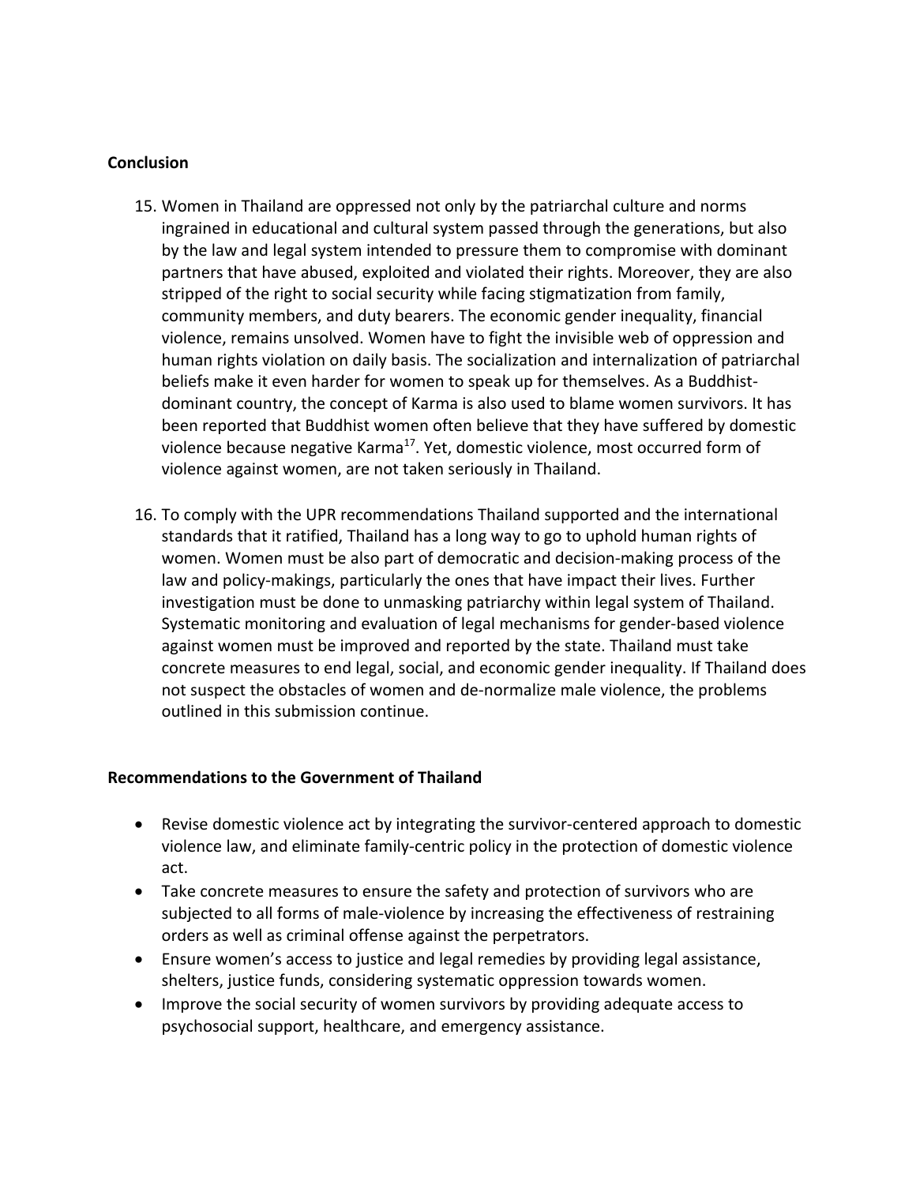**Conclusion**

15. Women in Thailand are oppressed not only by the patriarchal culture and norms ingrained in educational and cultural system passed through the generations, but also by the law and legal system intended to pressure them to compromise with dominant partners that have abused, exploited and violated their rights. Moreover, they are also stripped of the right to social security while facing stigmatization from family, community members, and duty bearers. The economic gender inequality, financial violence, remains unsolved. Women have to fight the invisible web of oppression and human rights violation on daily basis. The socialization and internalization of patriarchal beliefs make it even harder for women to speak up for themselves. As a Buddhist-dominant country, the concept of Karma is also used to blame women survivors. It has been reported that Buddhist women often believe that they have suffered by domestic violence because negative Karma[17]. Yet, domestic violence, most occurred form of violence against women, are not taken seriously in Thailand.

16. To comply with the UPR recommendations Thailand supported and the international standards that it ratified, Thailand has a long way to go to uphold human rights of women. Women must be also part of democratic and decision-making process of the law and policy-makings, particularly the ones that have impact their lives. Further investigation must be done to unmasking patriarchy within legal system of Thailand. Systematic monitoring and evaluation of legal mechanisms for gender-based violence against women must be improved and reported by the state. Thailand must take concrete measures to end legal, social, and economic gender inequality. If Thailand does not suspect the obstacles of women and de-normalize male violence, the problems outlined in this submission continue.

**Recommendations to the Government of Thailand**

- Revise domestic violence act by integrating the survivor-centered approach to domestic violence law, and eliminate family-centric policy in the protection of domestic violence act.
- Take concrete measures to ensure the safety and protection of survivors who are subjected to all forms of male-violence by increasing the effectiveness of restraining orders as well as criminal offense against the perpetrators.
- Ensure women's access to justice and legal remedies by providing legal assistance, shelters, justice funds, considering systematic oppression towards women.
- Improve the social security of women survivors by providing adequate access to psychosocial support, healthcare, and emergency assistance.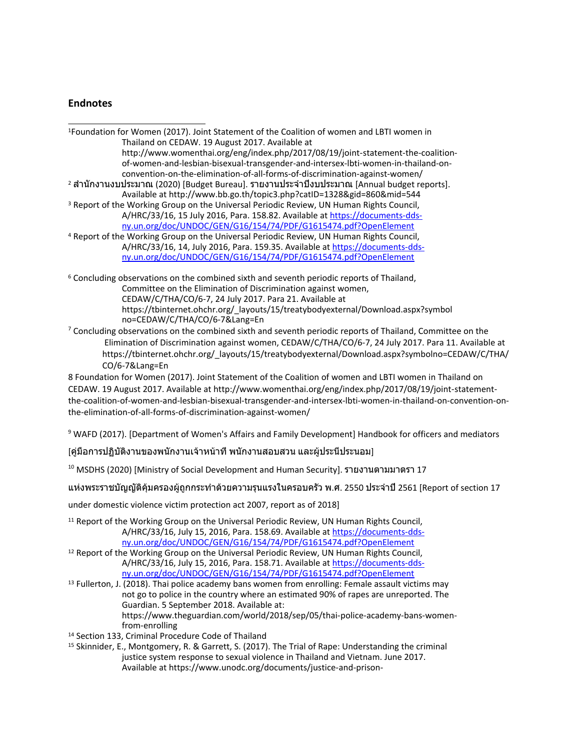## Endnotes

[1] Foundation for Women (2017). Joint Statement of the Coalition of women and LBTI women in Thailand on CEDAW. 19 August 2017. Available at http://www.womenthai.org/eng/index.php/2017/08/19/joint-statement-the-coalition-of-women-and-lesbian-bisexual-transgender-and-intersex-lbti-women-in-thailand-on-convention-on-the-elimination-of-all-forms-of-discrimination-against-women/

[2] สำนักงานงบประมาณ (2020) [Budget Bureau]. รายงานประจำปีงบประมาณ [Annual budget reports]. Available at http://www.bb.go.th/topic3.php?catID=1328&gid=860&mid=544

[3] Report of the Working Group on the Universal Periodic Review, UN Human Rights Council, A/HRC/33/16, 15 July 2016, Para. 158.82. Available at https://documents-dds-ny.un.org/doc/UNDOC/GEN/G16/154/74/PDF/G1615474.pdf?OpenElement

[4] Report of the Working Group on the Universal Periodic Review, UN Human Rights Council, A/HRC/33/16, 14, July 2016, Para. 159.35. Available at https://documents-dds-ny.un.org/doc/UNDOC/GEN/G16/154/74/PDF/G1615474.pdf?OpenElement

[6] Concluding observations on the combined sixth and seventh periodic reports of Thailand, Committee on the Elimination of Discrimination against women, CEDAW/C/THA/CO/6-7, 24 July 2017. Para 21. Available at https://tbinternet.ohchr.org/_layouts/15/treatybodyexternal/Download.aspx?symbolno=CEDAW/C/THA/CO/6-7&Lang=En

[7] Concluding observations on the combined sixth and seventh periodic reports of Thailand, Committee on the Elimination of Discrimination against women, CEDAW/C/THA/CO/6-7, 24 July 2017. Para 11. Available at https://tbinternet.ohchr.org/_layouts/15/treatybodyexternal/Download.aspx?symbolno=CEDAW/C/THA/CO/6-7&Lang=En

8 Foundation for Women (2017). Joint Statement of the Coalition of women and LBTI women in Thailand on CEDAW. 19 August 2017. Available at http://www.womenthai.org/eng/index.php/2017/08/19/joint-statement-the-coalition-of-women-and-lesbian-bisexual-transgender-and-intersex-lbti-women-in-thailand-on-convention-on-the-elimination-of-all-forms-of-discrimination-against-women/

[9] WAFD (2017). [Department of Women's Affairs and Family Development] Handbook for officers and mediators [คู่มือการปฏิบัติงานของพนักงานเจ้าหน้าที่ พนักงานสอบสวน และผู้ประนีประนอม]

[10] MSDHS (2020) [Ministry of Social Development and Human Security]. รายงานตามมาตรา 17 แห่งพระราชบัญญัติคุ้มครองผู้ถูกกระทำด้วยความรุนแรงในครอบครัว พ.ศ. 2550 ประจำปี 2561 [Report of section 17 under domestic violence victim protection act 2007, report as of 2018]

[11] Report of the Working Group on the Universal Periodic Review, UN Human Rights Council, A/HRC/33/16, July 15, 2016, Para. 158.69. Available at https://documents-dds-ny.un.org/doc/UNDOC/GEN/G16/154/74/PDF/G1615474.pdf?OpenElement

[12] Report of the Working Group on the Universal Periodic Review, UN Human Rights Council, A/HRC/33/16, July 15, 2016, Para. 158.71. Available at https://documents-dds-ny.un.org/doc/UNDOC/GEN/G16/154/74/PDF/G1615474.pdf?OpenElement

[13] Fullerton, J. (2018). Thai police academy bans women from enrolling: Female assault victims may not go to police in the country where an estimated 90% of rapes are unreported. The Guardian. 5 September 2018. Available at: https://www.theguardian.com/world/2018/sep/05/thai-police-academy-bans-women-from-enrolling

[14] Section 133, Criminal Procedure Code of Thailand

[15] Skinnider, E., Montgomery, R. & Garrett, S. (2017). The Trial of Rape: Understanding the criminal justice system response to sexual violence in Thailand and Vietnam. June 2017. Available at https://www.unodc.org/documents/justice-and-prison-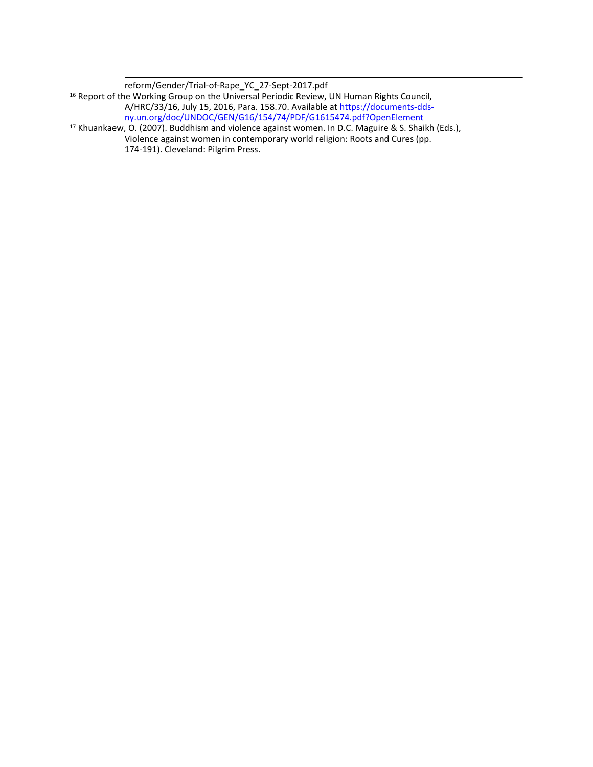reform/Gender/Trial-of-Rape_YC_27-Sept-2017.pdf

[16] Report of the Working Group on the Universal Periodic Review, UN Human Rights Council, A/HRC/33/16, July 15, 2016, Para. 158.70. Available at https://documents-dds-ny.un.org/doc/UNDOC/GEN/G16/154/74/PDF/G1615474.pdf?OpenElement

[17] Khuankaew, O. (2007). Buddhism and violence against women. In D.C. Maguire & S. Shaikh (Eds.), Violence against women in contemporary world religion: Roots and Cures (pp. 174-191). Cleveland: Pilgrim Press.